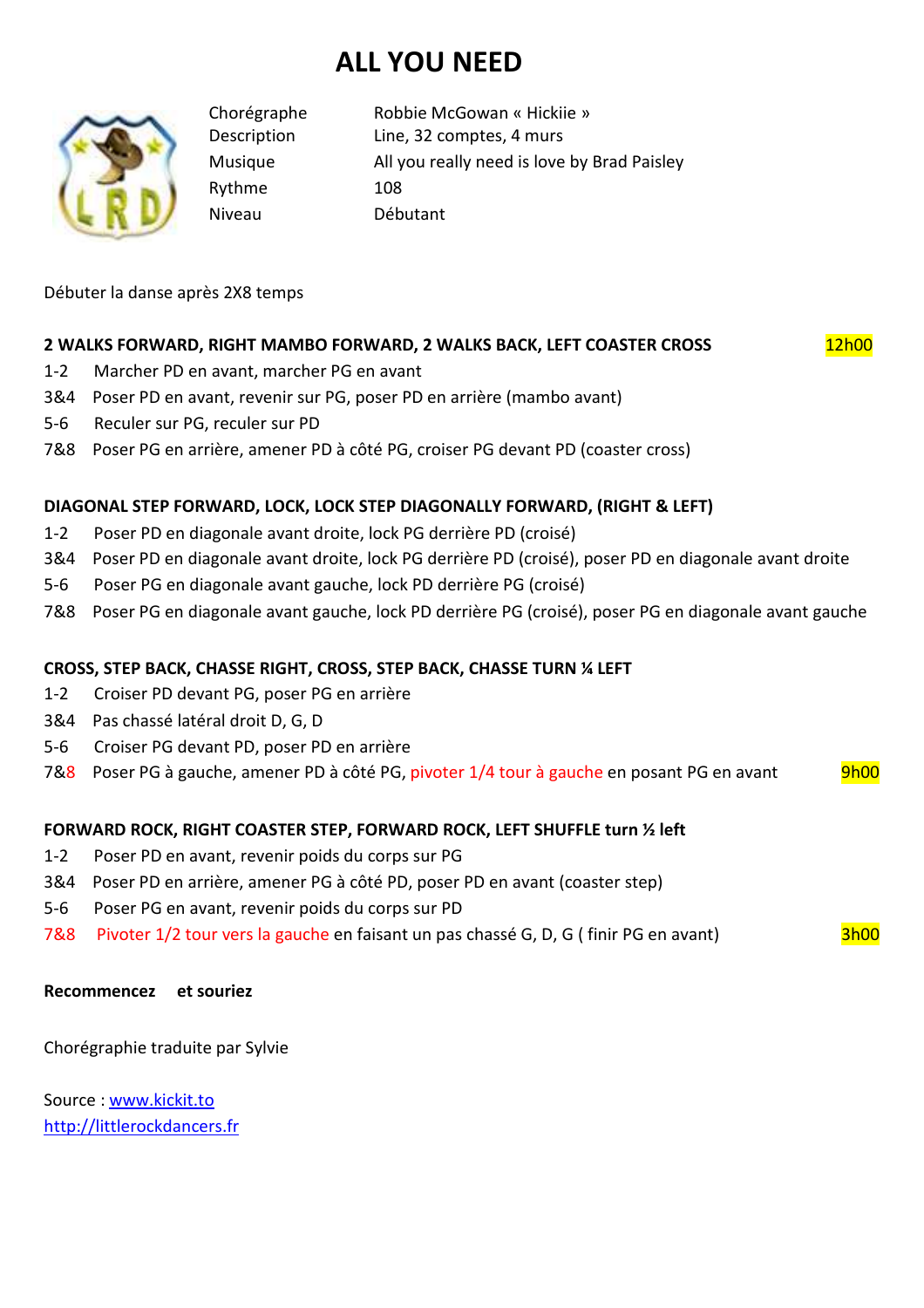# ALL YOU NEED

| | |
|---|---|
| Chorégraphe | Robbie McGowan « Hickiie » |
| Description | Line, 32 comptes, 4 murs |
| Musique | All you really need is love by Brad Paisley |
| Rythme | 108 |
| Niveau | Débutant |

Débuter la danse après 2X8 temps

**2 WALKS FORWARD, RIGHT MAMBO FORWARD, 2 WALKS BACK, LEFT COASTER CROSS** 12h00

1-2 Marcher PD en avant, marcher PG en avant
3&4 Poser PD en avant, revenir sur PG, poser PD en arrière (mambo avant)
5-6 Reculer sur PG, reculer sur PD
7&8 Poser PG en arrière, amener PD à côté PG, croiser PG devant PD (coaster cross)

**DIAGONAL STEP FORWARD, LOCK, LOCK STEP DIAGONALLY FORWARD, (RIGHT & LEFT)**

1-2 Poser PD en diagonale avant droite, lock PG derrière PD (croisé)
3&4 Poser PD en diagonale avant droite, lock PG derrière PD (croisé), poser PD en diagonale avant droite
5-6 Poser PG en diagonale avant gauche, lock PD derrière PG (croisé)
7&8 Poser PG en diagonale avant gauche, lock PD derrière PG (croisé), poser PG en diagonale avant gauche

**CROSS, STEP BACK, CHASSE RIGHT, CROSS, STEP BACK, CHASSE TURN ¼ LEFT**

1-2 Croiser PD devant PG, poser PG en arrière
3&4 Pas chassé latéral droit D, G, D
5-6 Croiser PG devant PD, poser PD en arrière
7&8 Poser PG à gauche, amener PD à côté PG, pivoter 1/4 tour à gauche en posant PG en avant 9h00

**FORWARD ROCK, RIGHT COASTER STEP, FORWARD ROCK, LEFT SHUFFLE turn ½ left**

1-2 Poser PD en avant, revenir poids du corps sur PG
3&4 Poser PD en arrière, amener PG à côté PD, poser PD en avant (coaster step)
5-6 Poser PG en avant, revenir poids du corps sur PD
7&8 Pivoter 1/2 tour vers la gauche en faisant un pas chassé G, D, G ( finir PG en avant) 3h00

**Recommencez et souriez**

Chorégraphie traduite par Sylvie

Source : www.kickit.to
http://littlerockdancers.fr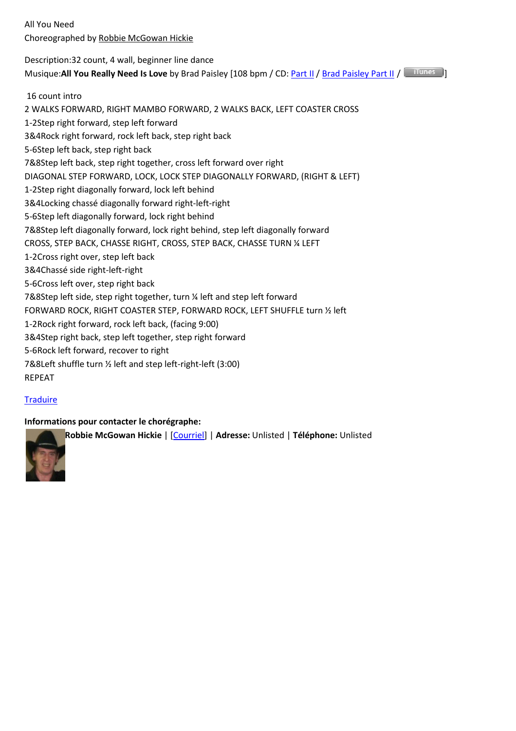All You Need
Choreographed by Robbie McGowan Hickie

Description:32 count, 4 wall, beginner line dance
Musique:**All You Really Need Is Love** by Brad Paisley [108 bpm / CD: Part II / Brad Paisley Part II / iTunes]

16 count intro
2 WALKS FORWARD, RIGHT MAMBO FORWARD, 2 WALKS BACK, LEFT COASTER CROSS
1-2Step right forward, step left forward
3&4Rock right forward, rock left back, step right back
5-6Step left back, step right back
7&8Step left back, step right together, cross left forward over right
DIAGONAL STEP FORWARD, LOCK, LOCK STEP DIAGONALLY FORWARD, (RIGHT & LEFT)
1-2Step right diagonally forward, lock left behind
3&4Locking chassé diagonally forward right-left-right
5-6Step left diagonally forward, lock right behind
7&8Step left diagonally forward, lock right behind, step left diagonally forward
CROSS, STEP BACK, CHASSE RIGHT, CROSS, STEP BACK, CHASSE TURN ¼ LEFT
1-2Cross right over, step left back
3&4Chassé side right-left-right
5-6Cross left over, step right back
7&8Step left side, step right together, turn ¼ left and step left forward
FORWARD ROCK, RIGHT COASTER STEP, FORWARD ROCK, LEFT SHUFFLE turn ½ left
1-2Rock right forward, rock left back, (facing 9:00)
3&4Step right back, step left together, step right forward
5-6Rock left forward, recover to right
7&8Left shuffle turn ½ left and step left-right-left (3:00)
REPEAT

Traduire

**Informations pour contacter le chorégraphe:**
**Robbie McGowan Hickie** | [Courriel] | **Adresse:** Unlisted | **Téléphone:** Unlisted